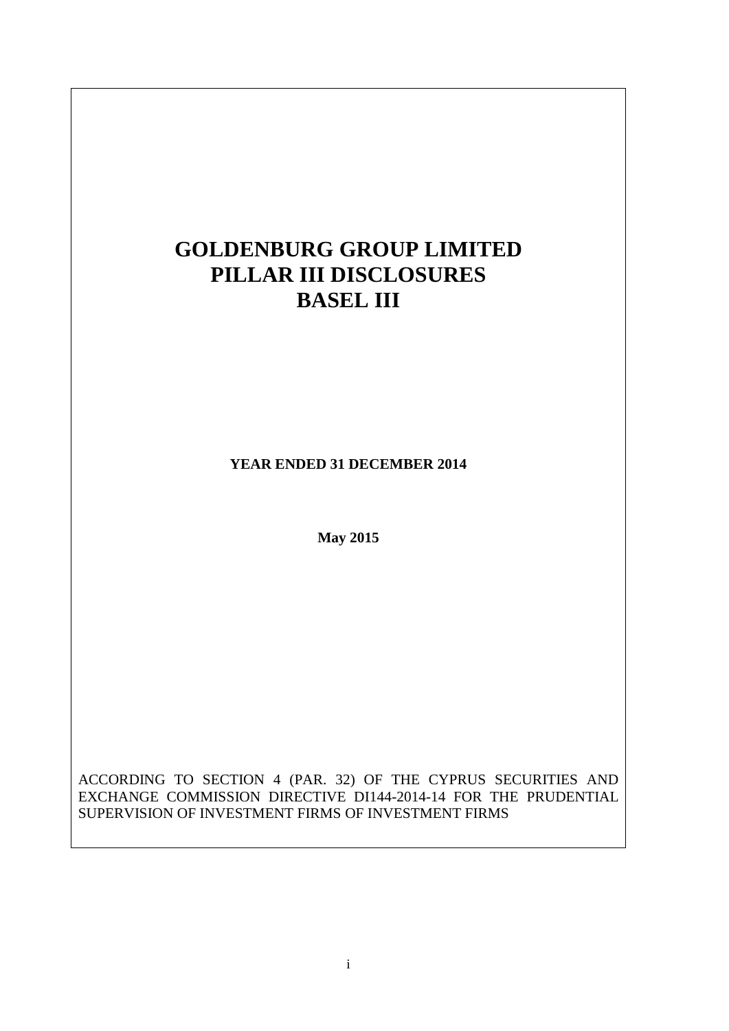# GOLDENBURG GROUP LIMITED
# PILLAR III DISCLOSURES
# BASEL III

**YEAR ENDED 31 DECEMBER 2014**

**May 2015**

ACCORDING TO SECTION 4 (PAR. 32) OF THE CYPRUS SECURITIES AND EXCHANGE COMMISSION DIRECTIVE DI144-2014-14 FOR THE PRUDENTIAL SUPERVISION OF INVESTMENT FIRMS OF INVESTMENT FIRMS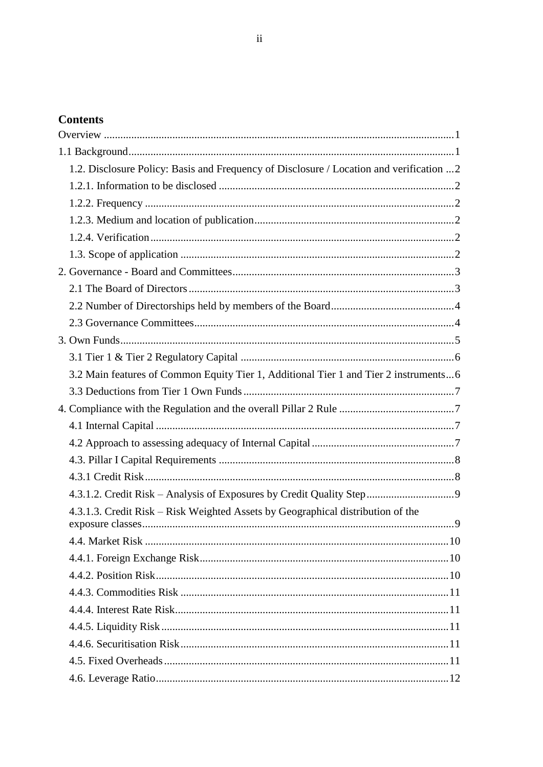**Contents**

Overview ........................................................................................................................1

1.1 Background.................................................................................................................1

- 1.2. Disclosure Policy: Basis and Frequency of Disclosure / Location and verification ...2
- 1.2.1. Information to be disclosed .....................................................................................2
- 1.2.2. Frequency ................................................................................................................2
- 1.2.3. Medium and location of publication........................................................................2
- 1.2.4. Verification.............................................................................................................2
- 1.3. Scope of application ...................................................................................................2

2. Governance - Board and Committees................................................................................3

- 2.1 The Board of Directors................................................................................................3
- 2.2 Number of Directorships held by members of the Board............................................4
- 2.3 Governance Committees.............................................................................................4

3. Own Funds.........................................................................................................................5

- 3.1 Tier 1 & Tier 2 Regulatory Capital .............................................................................6
- 3.2 Main features of Common Equity Tier 1, Additional Tier 1 and Tier 2 instruments...6
- 3.3 Deductions from Tier 1 Own Funds............................................................................7

4. Compliance with the Regulation and the overall Pillar 2 Rule ..........................................7

- 4.1 Internal Capital ............................................................................................................7
- 4.2 Approach to assessing adequacy of Internal Capital ...................................................7
- 4.3. Pillar I Capital Requirements .....................................................................................8
- 4.3.1 Credit Risk................................................................................................................8
- 4.3.1.2. Credit Risk – Analysis of Exposures by Credit Quality Step................................9
- 4.3.1.3. Credit Risk – Risk Weighted Assets by Geographical distribution of the exposure classes................................................................................................................9
- 4.4. Market Risk ..............................................................................................................10
- 4.4.1. Foreign Exchange Risk..........................................................................................10
- 4.4.2. Position Risk..........................................................................................................10
- 4.4.3. Commodities Risk .................................................................................................11
- 4.4.4. Interest Rate Risk...................................................................................................11
- 4.4.5. Liquidity Risk........................................................................................................11
- 4.4.6. Securitisation Risk.................................................................................................11
- 4.5. Fixed Overheads.......................................................................................................11
- 4.6. Leverage Ratio..........................................................................................................12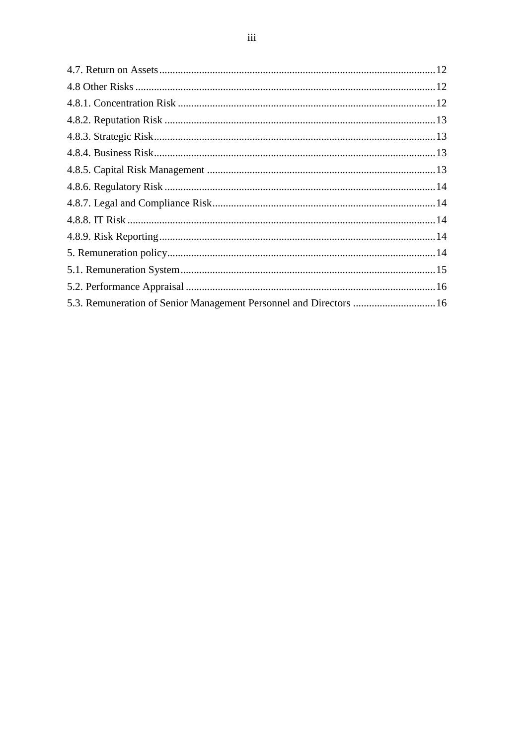4.7. Return on Assets ........................................................................................................ 12

4.8 Other Risks ................................................................................................................. 12

4.8.1. Concentration Risk ................................................................................................. 12

4.8.2. Reputation Risk ...................................................................................................... 13

4.8.3. Strategic Risk .......................................................................................................... 13

4.8.4. Business Risk .......................................................................................................... 13

4.8.5. Capital Risk Management ...................................................................................... 13

4.8.6. Regulatory Risk ...................................................................................................... 14

4.8.7. Legal and Compliance Risk .................................................................................... 14

4.8.8. IT Risk .................................................................................................................... 14

4.8.9. Risk Reporting ........................................................................................................ 14

5. Remuneration policy ..................................................................................................... 14

5.1. Remuneration System ................................................................................................ 15

5.2. Performance Appraisal .............................................................................................. 16

5.3. Remuneration of Senior Management Personnel and Directors ............................... 16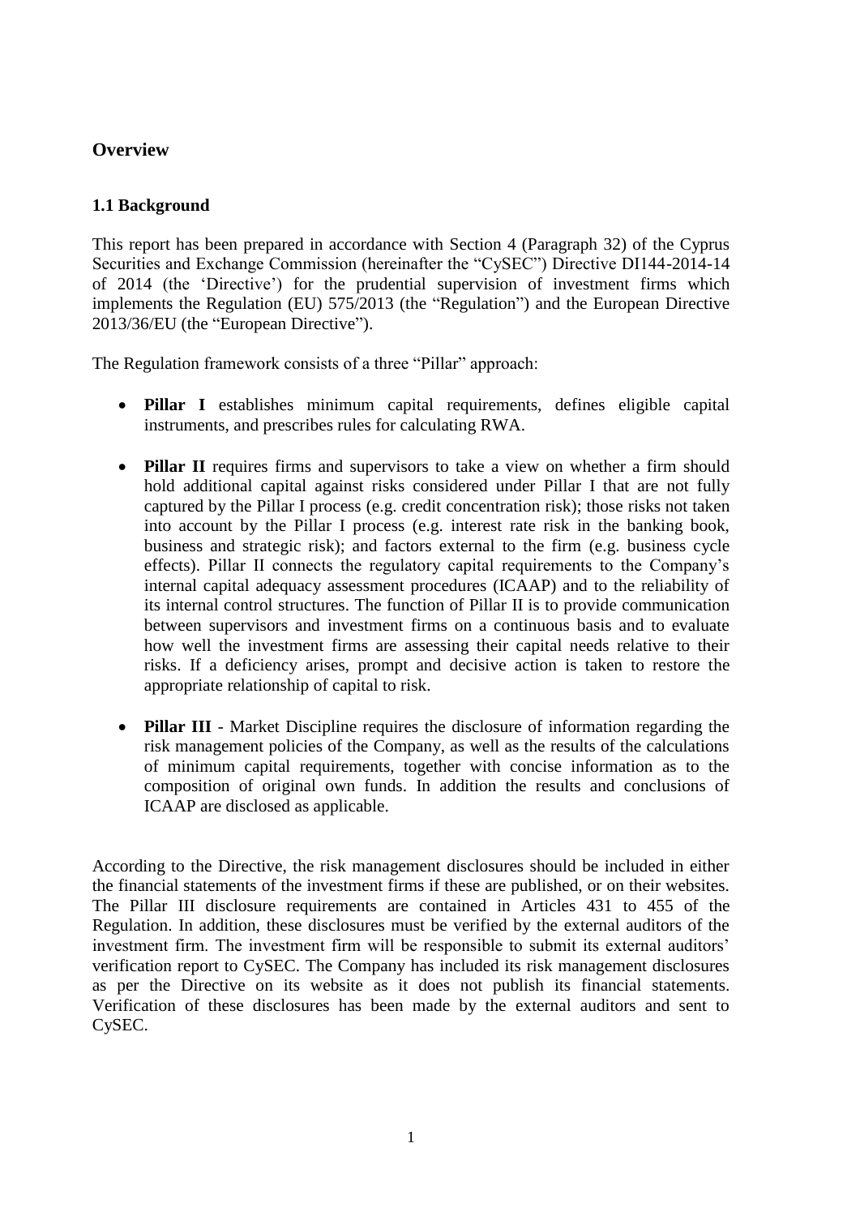# Overview

## 1.1 Background

This report has been prepared in accordance with Section 4 (Paragraph 32) of the Cyprus Securities and Exchange Commission (hereinafter the "CySEC") Directive DI144-2014-14 of 2014 (the 'Directive') for the prudential supervision of investment firms which implements the Regulation (EU) 575/2013 (the "Regulation") and the European Directive 2013/36/EU (the "European Directive").

The Regulation framework consists of a three "Pillar" approach:

- **Pillar I** establishes minimum capital requirements, defines eligible capital instruments, and prescribes rules for calculating RWA.
- **Pillar II** requires firms and supervisors to take a view on whether a firm should hold additional capital against risks considered under Pillar I that are not fully captured by the Pillar I process (e.g. credit concentration risk); those risks not taken into account by the Pillar I process (e.g. interest rate risk in the banking book, business and strategic risk); and factors external to the firm (e.g. business cycle effects). Pillar II connects the regulatory capital requirements to the Company's internal capital adequacy assessment procedures (ICAAP) and to the reliability of its internal control structures. The function of Pillar II is to provide communication between supervisors and investment firms on a continuous basis and to evaluate how well the investment firms are assessing their capital needs relative to their risks. If a deficiency arises, prompt and decisive action is taken to restore the appropriate relationship of capital to risk.
- **Pillar III** - Market Discipline requires the disclosure of information regarding the risk management policies of the Company, as well as the results of the calculations of minimum capital requirements, together with concise information as to the composition of original own funds. In addition the results and conclusions of ICAAP are disclosed as applicable.

According to the Directive, the risk management disclosures should be included in either the financial statements of the investment firms if these are published, or on their websites. The Pillar III disclosure requirements are contained in Articles 431 to 455 of the Regulation. In addition, these disclosures must be verified by the external auditors of the investment firm. The investment firm will be responsible to submit its external auditors' verification report to CySEC. The Company has included its risk management disclosures as per the Directive on its website as it does not publish its financial statements. Verification of these disclosures has been made by the external auditors and sent to CySEC.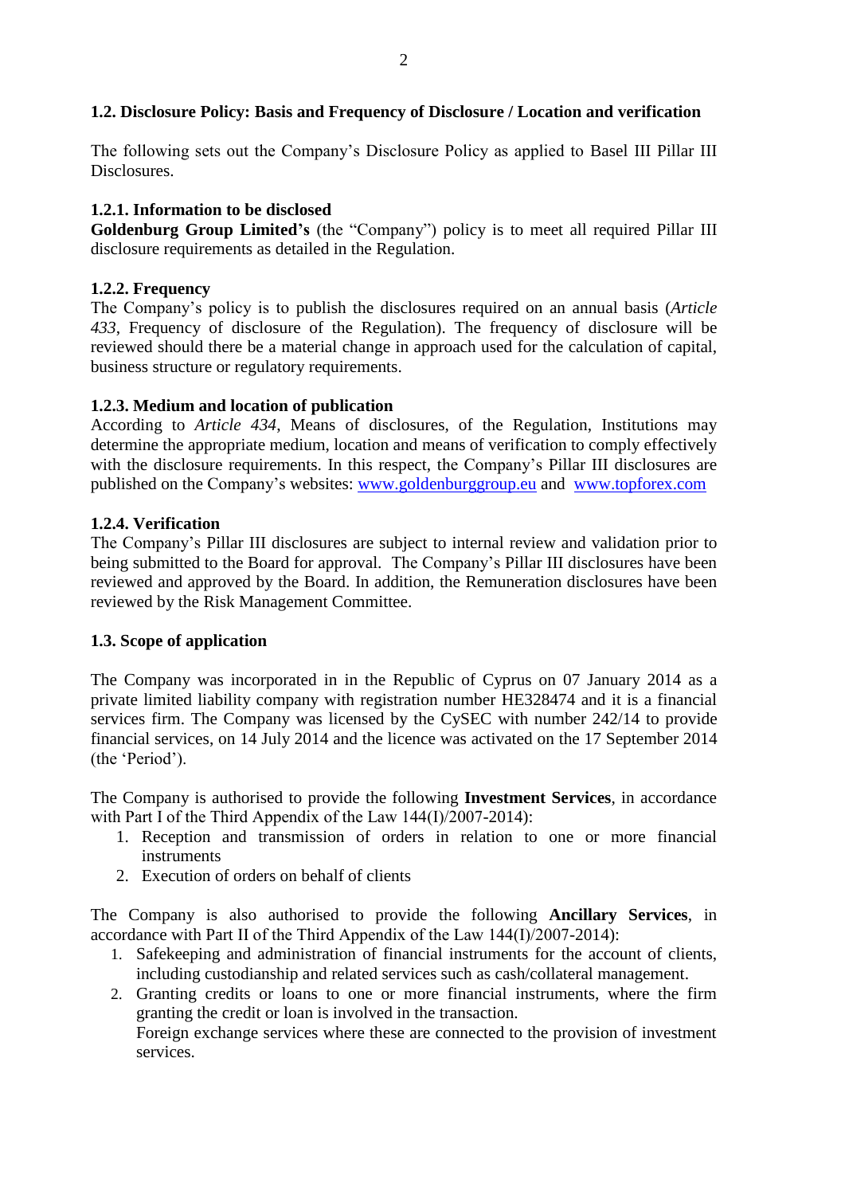### 1.2. Disclosure Policy: Basis and Frequency of Disclosure / Location and verification

The following sets out the Company's Disclosure Policy as applied to Basel III Pillar III Disclosures.

#### 1.2.1. Information to be disclosed

**Goldenburg Group Limited's** (the "Company") policy is to meet all required Pillar III disclosure requirements as detailed in the Regulation.

#### 1.2.2. Frequency

The Company's policy is to publish the disclosures required on an annual basis (*Article 433*, Frequency of disclosure of the Regulation). The frequency of disclosure will be reviewed should there be a material change in approach used for the calculation of capital, business structure or regulatory requirements.

#### 1.2.3. Medium and location of publication

According to *Article 434*, Means of disclosures, of the Regulation, Institutions may determine the appropriate medium, location and means of verification to comply effectively with the disclosure requirements. In this respect, the Company's Pillar III disclosures are published on the Company's websites: [www.goldenburggroup.eu](www.goldenburggroup.eu) and [www.topforex.com](www.topforex.com)

#### 1.2.4. Verification

The Company's Pillar III disclosures are subject to internal review and validation prior to being submitted to the Board for approval. The Company's Pillar III disclosures have been reviewed and approved by the Board. In addition, the Remuneration disclosures have been reviewed by the Risk Management Committee.

### 1.3. Scope of application

The Company was incorporated in in the Republic of Cyprus on 07 January 2014 as a private limited liability company with registration number HE328474 and it is a financial services firm. The Company was licensed by the CySEC with number 242/14 to provide financial services, on 14 July 2014 and the licence was activated on the 17 September 2014 (the 'Period').

The Company is authorised to provide the following **Investment Services**, in accordance with Part I of the Third Appendix of the Law 144(I)/2007-2014):

1. Reception and transmission of orders in relation to one or more financial instruments
2. Execution of orders on behalf of clients

The Company is also authorised to provide the following **Ancillary Services**, in accordance with Part II of the Third Appendix of the Law 144(I)/2007-2014):

1. Safekeeping and administration of financial instruments for the account of clients, including custodianship and related services such as cash/collateral management.
2. Granting credits or loans to one or more financial instruments, where the firm granting the credit or loan is involved in the transaction.
   Foreign exchange services where these are connected to the provision of investment services.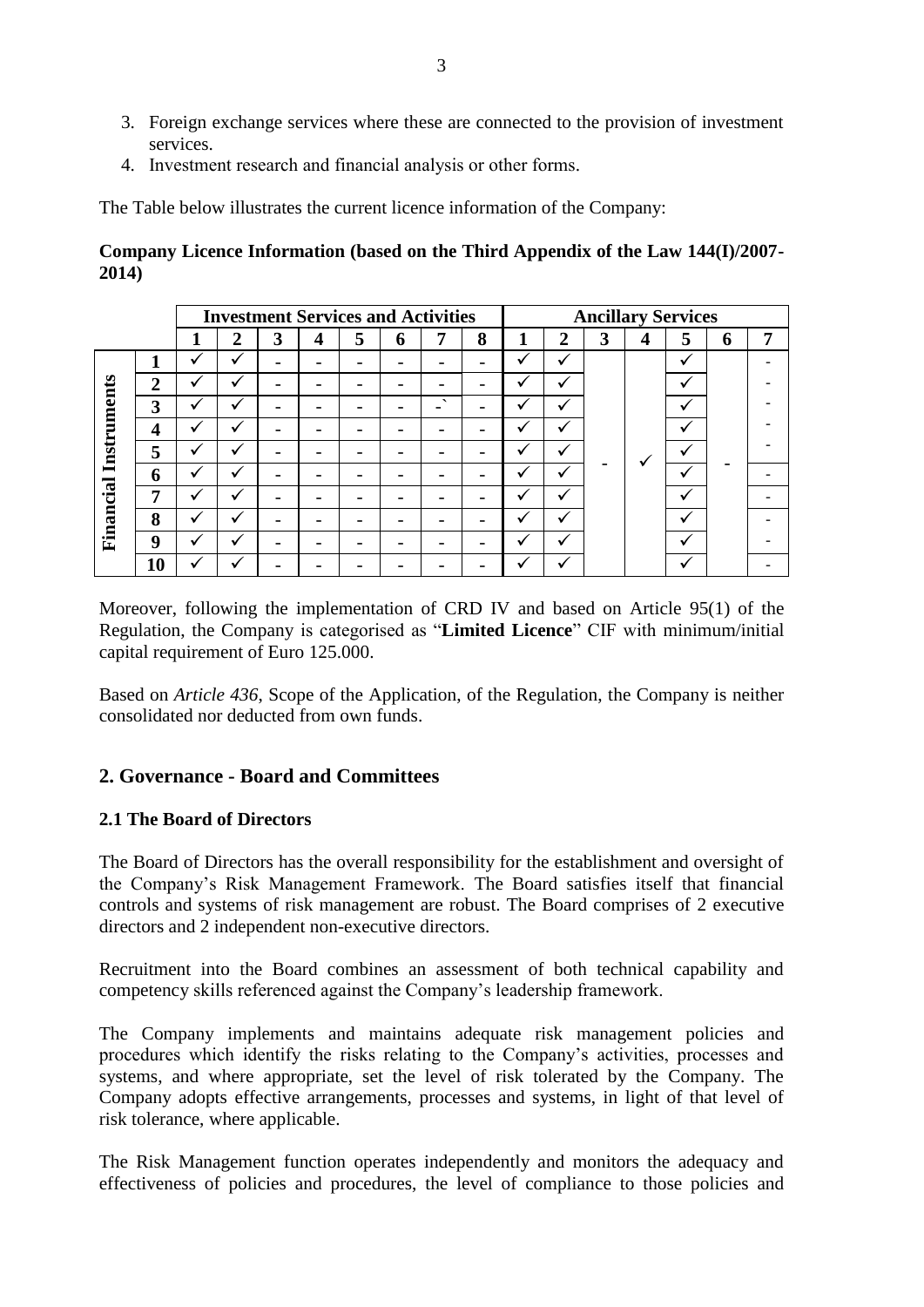3. Foreign exchange services where these are connected to the provision of investment services.
4. Investment research and financial analysis or other forms.

The Table below illustrates the current licence information of the Company:

**Company Licence Information (based on the Third Appendix of the Law 144(I)/2007-2014)**

| | | Investment Services and Activities | | | | | | | | Ancillary Services | | | | | | |
|---|---|---|---|---|---|---|---|---|---|---|---|---|---|---|---|---|
| | | 1 | 2 | 3 | 4 | 5 | 6 | 7 | 8 | 1 | 2 | 3 | 4 | 5 | 6 | 7 |
| Financial Instruments | 1 | ✓ | ✓ | - | - | - | - | - | - | ✓ | ✓ | - | ✓ | ✓ | - | - |
| | 2 | ✓ | ✓ | - | - | - | - | - | - | ✓ | ✓ | | | ✓ | | - |
| | 3 | ✓ | ✓ | - | - | - | - | -` | - | ✓ | ✓ | | | ✓ | | - |
| | 4 | ✓ | ✓ | - | - | - | - | - | - | ✓ | ✓ | | | ✓ | | - |
| | 5 | ✓ | ✓ | - | - | - | - | - | - | ✓ | ✓ | | | ✓ | | - |
| | 6 | ✓ | ✓ | - | - | - | - | - | - | ✓ | ✓ | | | ✓ | | - |
| | 7 | ✓ | ✓ | - | - | - | - | - | - | ✓ | ✓ | | | ✓ | | - |
| | 8 | ✓ | ✓ | - | - | - | - | - | - | ✓ | ✓ | | | ✓ | | - |
| | 9 | ✓ | ✓ | - | - | - | - | - | - | ✓ | ✓ | | | ✓ | | - |
| | 10 | ✓ | ✓ | - | - | - | - | - | - | ✓ | ✓ | | | ✓ | | - |

Moreover, following the implementation of CRD IV and based on Article 95(1) of the Regulation, the Company is categorised as "**Limited Licence**" CIF with minimum/initial capital requirement of Euro 125.000.

Based on *Article 436*, Scope of the Application, of the Regulation, the Company is neither consolidated nor deducted from own funds.

## 2. Governance - Board and Committees

### 2.1 The Board of Directors

The Board of Directors has the overall responsibility for the establishment and oversight of the Company's Risk Management Framework. The Board satisfies itself that financial controls and systems of risk management are robust. The Board comprises of 2 executive directors and 2 independent non-executive directors.

Recruitment into the Board combines an assessment of both technical capability and competency skills referenced against the Company's leadership framework.

The Company implements and maintains adequate risk management policies and procedures which identify the risks relating to the Company's activities, processes and systems, and where appropriate, set the level of risk tolerated by the Company. The Company adopts effective arrangements, processes and systems, in light of that level of risk tolerance, where applicable.

The Risk Management function operates independently and monitors the adequacy and effectiveness of policies and procedures, the level of compliance to those policies and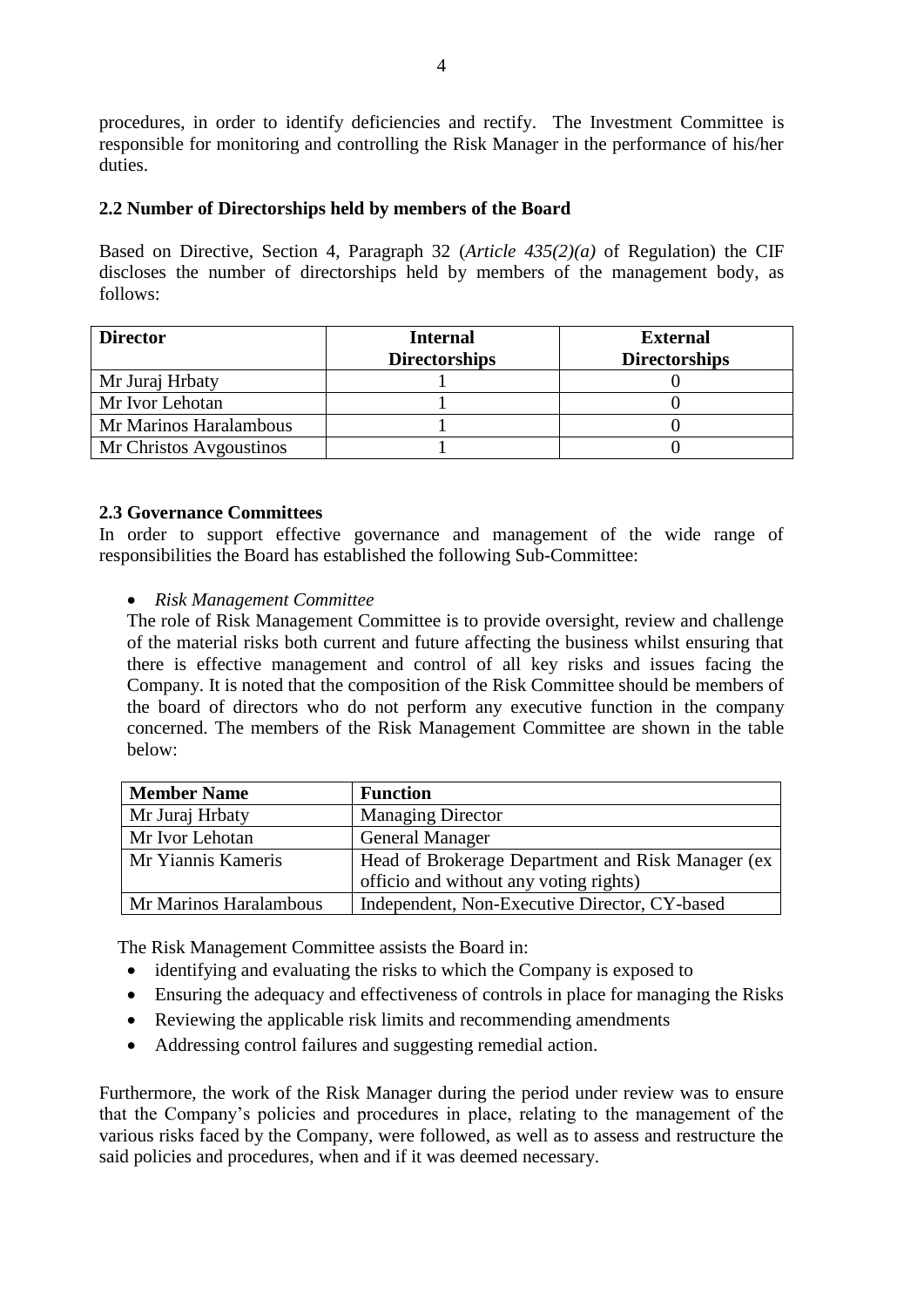procedures, in order to identify deficiencies and rectify. The Investment Committee is responsible for monitoring and controlling the Risk Manager in the performance of his/her duties.

### 2.2 Number of Directorships held by members of the Board

Based on Directive, Section 4, Paragraph 32 (*Article 435(2)(a)* of Regulation) the CIF discloses the number of directorships held by members of the management body, as follows:

| Director | Internal Directorships | External Directorships |
|---|---|---|
| Mr Juraj Hrbaty | 1 | 0 |
| Mr Ivor Lehotan | 1 | 0 |
| Mr Marinos Haralambous | 1 | 0 |
| Mr Christos Avgoustinos | 1 | 0 |

### 2.3 Governance Committees

In order to support effective governance and management of the wide range of responsibilities the Board has established the following Sub-Committee:

- *Risk Management Committee*

  The role of Risk Management Committee is to provide oversight, review and challenge of the material risks both current and future affecting the business whilst ensuring that there is effective management and control of all key risks and issues facing the Company. It is noted that the composition of the Risk Committee should be members of the board of directors who do not perform any executive function in the company concerned. The members of the Risk Management Committee are shown in the table below:

| Member Name | Function |
|---|---|
| Mr Juraj Hrbaty | Managing Director |
| Mr Ivor Lehotan | General Manager |
| Mr Yiannis Kameris | Head of Brokerage Department and Risk Manager (ex officio and without any voting rights) |
| Mr Marinos Haralambous | Independent, Non-Executive Director, CY-based |

The Risk Management Committee assists the Board in:

- identifying and evaluating the risks to which the Company is exposed to
- Ensuring the adequacy and effectiveness of controls in place for managing the Risks
- Reviewing the applicable risk limits and recommending amendments
- Addressing control failures and suggesting remedial action.

Furthermore, the work of the Risk Manager during the period under review was to ensure that the Company's policies and procedures in place, relating to the management of the various risks faced by the Company, were followed, as well as to assess and restructure the said policies and procedures, when and if it was deemed necessary.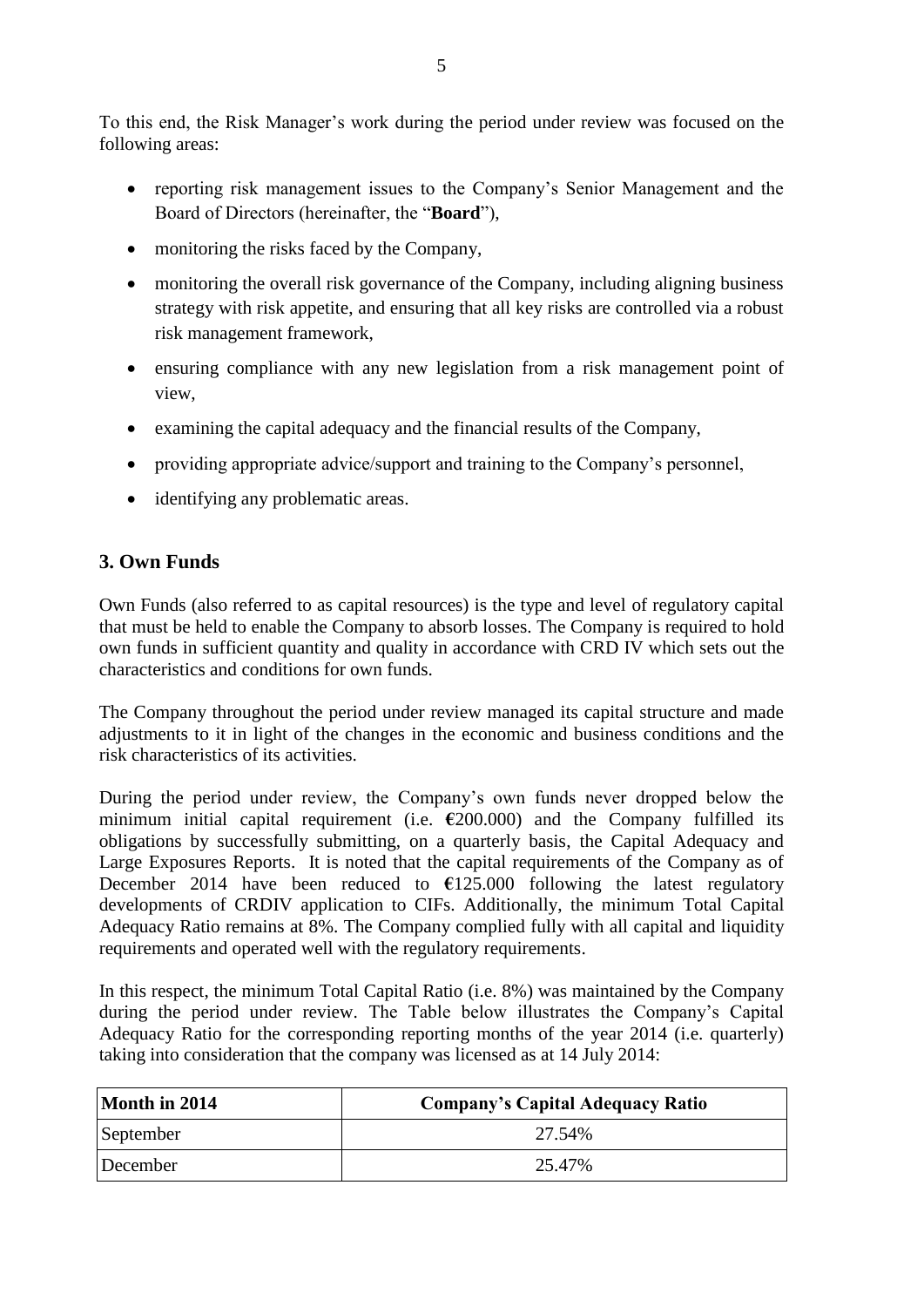To this end, the Risk Manager's work during the period under review was focused on the following areas:

- reporting risk management issues to the Company's Senior Management and the Board of Directors (hereinafter, the "**Board**"),
- monitoring the risks faced by the Company,
- monitoring the overall risk governance of the Company, including aligning business strategy with risk appetite, and ensuring that all key risks are controlled via a robust risk management framework,
- ensuring compliance with any new legislation from a risk management point of view,
- examining the capital adequacy and the financial results of the Company,
- providing appropriate advice/support and training to the Company's personnel,
- identifying any problematic areas.

## 3. Own Funds

Own Funds (also referred to as capital resources) is the type and level of regulatory capital that must be held to enable the Company to absorb losses. The Company is required to hold own funds in sufficient quantity and quality in accordance with CRD IV which sets out the characteristics and conditions for own funds.

The Company throughout the period under review managed its capital structure and made adjustments to it in light of the changes in the economic and business conditions and the risk characteristics of its activities.

During the period under review, the Company's own funds never dropped below the minimum initial capital requirement (i.e. €200.000) and the Company fulfilled its obligations by successfully submitting, on a quarterly basis, the Capital Adequacy and Large Exposures Reports. It is noted that the capital requirements of the Company as of December 2014 have been reduced to €125.000 following the latest regulatory developments of CRDIV application to CIFs. Additionally, the minimum Total Capital Adequacy Ratio remains at 8%. The Company complied fully with all capital and liquidity requirements and operated well with the regulatory requirements.

In this respect, the minimum Total Capital Ratio (i.e. 8%) was maintained by the Company during the period under review. The Table below illustrates the Company's Capital Adequacy Ratio for the corresponding reporting months of the year 2014 (i.e. quarterly) taking into consideration that the company was licensed as at 14 July 2014:

| Month in 2014 | Company's Capital Adequacy Ratio |
|---|---|
| September | 27.54% |
| December | 25.47% |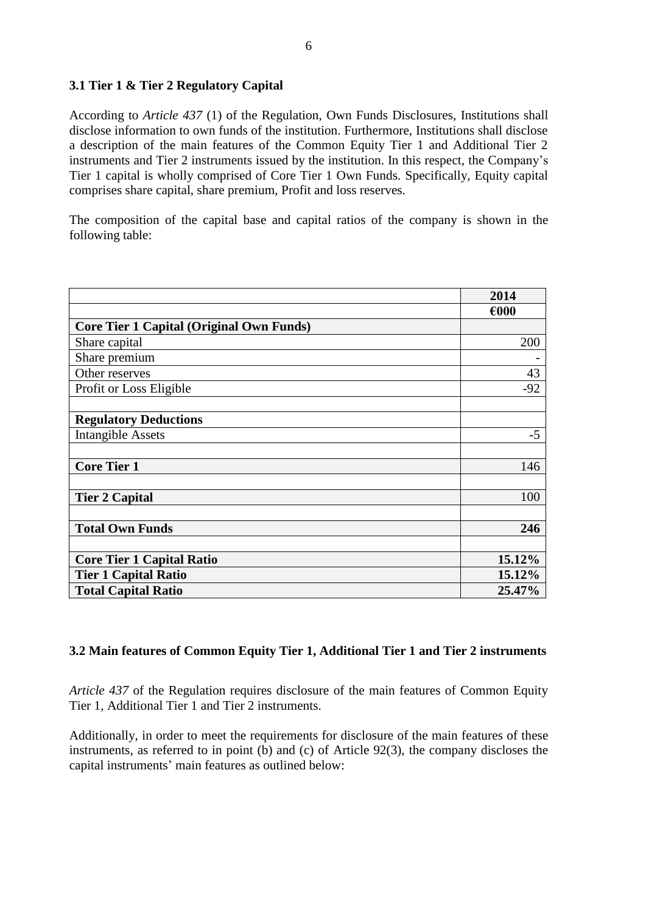### 3.1 Tier 1 & Tier 2 Regulatory Capital

According to *Article 437* (1) of the Regulation, Own Funds Disclosures, Institutions shall disclose information to own funds of the institution. Furthermore, Institutions shall disclose a description of the main features of the Common Equity Tier 1 and Additional Tier 2 instruments and Tier 2 instruments issued by the institution. In this respect, the Company's Tier 1 capital is wholly comprised of Core Tier 1 Own Funds. Specifically, Equity capital comprises share capital, share premium, Profit and loss reserves.

The composition of the capital base and capital ratios of the company is shown in the following table:

| | **2014** |
|---|---|
| | **€000** |
| **Core Tier 1 Capital (Original Own Funds)** | |
| Share capital | 200 |
| Share premium | - |
| Other reserves | 43 |
| Profit or Loss Eligible | -92 |
| | |
| **Regulatory Deductions** | |
| Intangible Assets | -5 |
| | |
| **Core Tier 1** | 146 |
| | |
| **Tier 2 Capital** | 100 |
| | |
| **Total Own Funds** | **246** |
| | |
| **Core Tier 1 Capital Ratio** | **15.12%** |
| **Tier 1 Capital Ratio** | **15.12%** |
| **Total Capital Ratio** | **25.47%** |

### 3.2 Main features of Common Equity Tier 1, Additional Tier 1 and Tier 2 instruments

*Article 437* of the Regulation requires disclosure of the main features of Common Equity Tier 1, Additional Tier 1 and Tier 2 instruments.

Additionally, in order to meet the requirements for disclosure of the main features of these instruments, as referred to in point (b) and (c) of Article 92(3), the company discloses the capital instruments' main features as outlined below: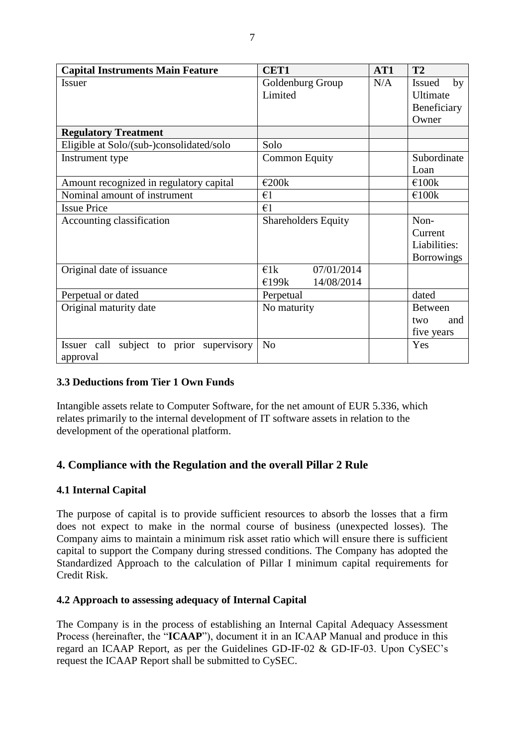| Capital Instruments Main Feature | CET1 | AT1 | T2 |
|---|---|---|---|
| Issuer | Goldenburg Group Limited | N/A | Issued by Ultimate Beneficiary Owner |
| **Regulatory Treatment** | | | |
| Eligible at Solo/(sub-)consolidated/solo | Solo | | |
| Instrument type | Common Equity | | Subordinate Loan |
| Amount recognized in regulatory capital | €200k | | €100k |
| Nominal amount of instrument | €1 | | €100k |
| Issue Price | €1 | | |
| Accounting classification | Shareholders Equity | | Non-Current Liabilities: Borrowings |
| Original date of issuance | €1k 07/01/2014<br>€199k 14/08/2014 | | |
| Perpetual or dated | Perpetual | | dated |
| Original maturity date | No maturity | | Between two and five years |
| Issuer call subject to prior supervisory approval | No | | Yes |

### 3.3 Deductions from Tier 1 Own Funds

Intangible assets relate to Computer Software, for the net amount of EUR 5.336, which relates primarily to the internal development of IT software assets in relation to the development of the operational platform.

## 4. Compliance with the Regulation and the overall Pillar 2 Rule

### 4.1 Internal Capital

The purpose of capital is to provide sufficient resources to absorb the losses that a firm does not expect to make in the normal course of business (unexpected losses). The Company aims to maintain a minimum risk asset ratio which will ensure there is sufficient capital to support the Company during stressed conditions. The Company has adopted the Standardized Approach to the calculation of Pillar I minimum capital requirements for Credit Risk.

### 4.2 Approach to assessing adequacy of Internal Capital

The Company is in the process of establishing an Internal Capital Adequacy Assessment Process (hereinafter, the "**ICAAP**"), document it in an ICAAP Manual and produce in this regard an ICAAP Report, as per the Guidelines GD-IF-02 & GD-IF-03. Upon CySEC's request the ICAAP Report shall be submitted to CySEC.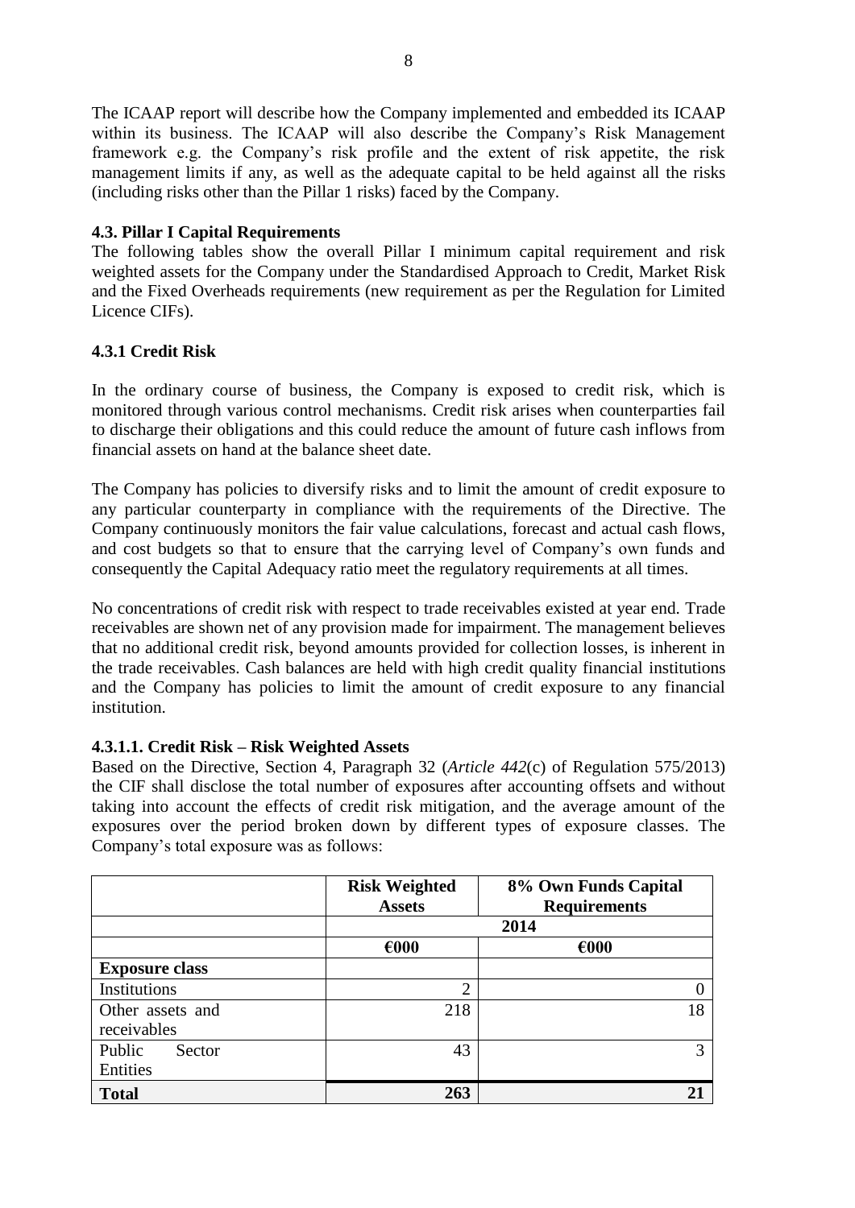The ICAAP report will describe how the Company implemented and embedded its ICAAP within its business. The ICAAP will also describe the Company's Risk Management framework e.g. the Company's risk profile and the extent of risk appetite, the risk management limits if any, as well as the adequate capital to be held against all the risks (including risks other than the Pillar 1 risks) faced by the Company.

### 4.3. Pillar I Capital Requirements

The following tables show the overall Pillar I minimum capital requirement and risk weighted assets for the Company under the Standardised Approach to Credit, Market Risk and the Fixed Overheads requirements (new requirement as per the Regulation for Limited Licence CIFs).

### 4.3.1 Credit Risk

In the ordinary course of business, the Company is exposed to credit risk, which is monitored through various control mechanisms. Credit risk arises when counterparties fail to discharge their obligations and this could reduce the amount of future cash inflows from financial assets on hand at the balance sheet date.

The Company has policies to diversify risks and to limit the amount of credit exposure to any particular counterparty in compliance with the requirements of the Directive. The Company continuously monitors the fair value calculations, forecast and actual cash flows, and cost budgets so that to ensure that the carrying level of Company's own funds and consequently the Capital Adequacy ratio meet the regulatory requirements at all times.

No concentrations of credit risk with respect to trade receivables existed at year end. Trade receivables are shown net of any provision made for impairment. The management believes that no additional credit risk, beyond amounts provided for collection losses, is inherent in the trade receivables. Cash balances are held with high credit quality financial institutions and the Company has policies to limit the amount of credit exposure to any financial institution.

#### 4.3.1.1. Credit Risk – Risk Weighted Assets

Based on the Directive, Section 4, Paragraph 32 (*Article 442*(c) of Regulation 575/2013) the CIF shall disclose the total number of exposures after accounting offsets and without taking into account the effects of credit risk mitigation, and the average amount of the exposures over the period broken down by different types of exposure classes. The Company's total exposure was as follows:

| | **Risk Weighted Assets** | **8% Own Funds Capital Requirements** |
|---|---|---|
| | **2014** | |
| | **€000** | **€000** |
| **Exposure class** | | |
| Institutions | 2 | 0 |
| Other assets and receivables | 218 | 18 |
| Public Sector Entities | 43 | 3 |
| **Total** | **263** | **21** |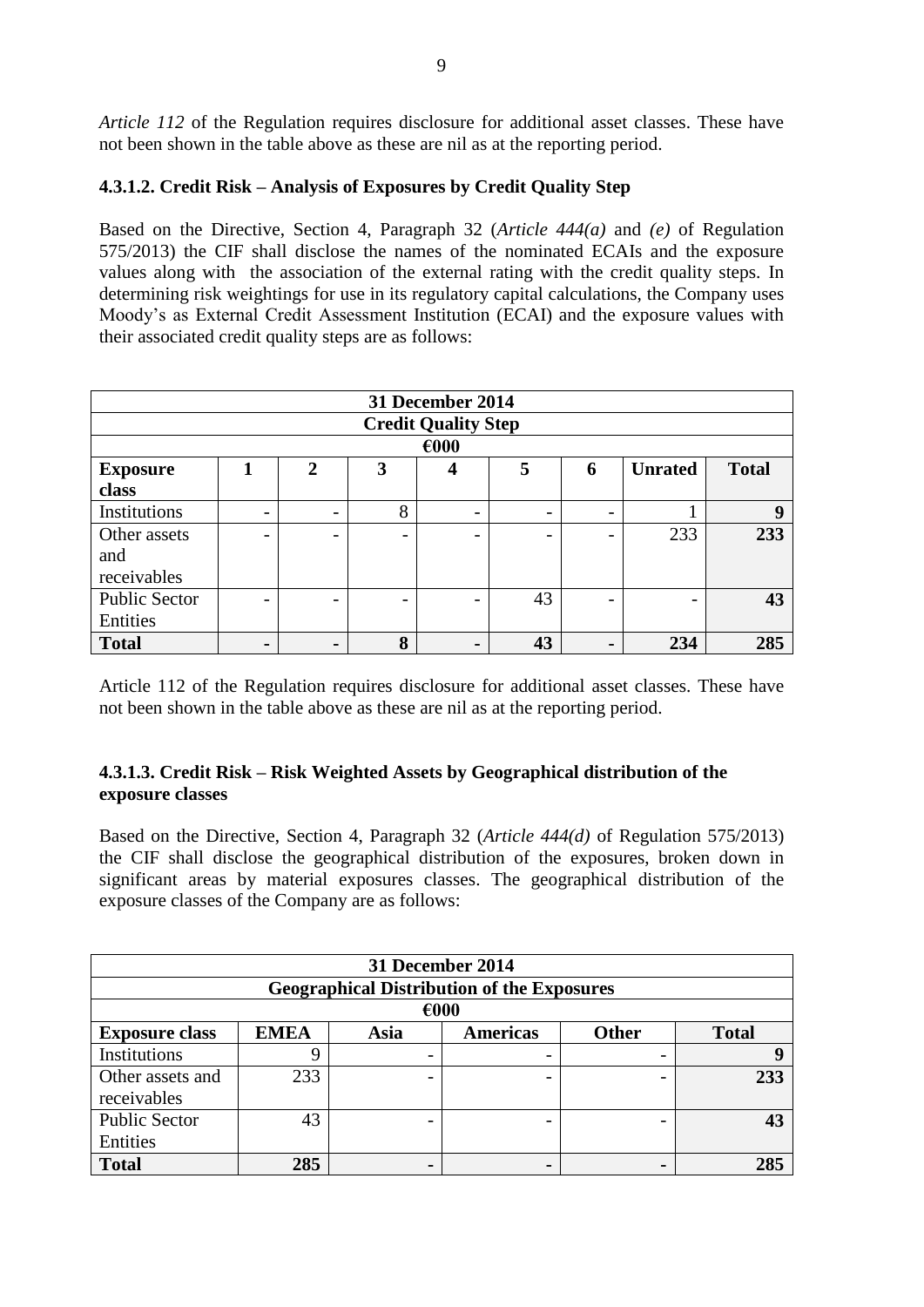*Article 112* of the Regulation requires disclosure for additional asset classes. These have not been shown in the table above as these are nil as at the reporting period.

#### 4.3.1.2. Credit Risk – Analysis of Exposures by Credit Quality Step

Based on the Directive, Section 4, Paragraph 32 (*Article 444(a)* and *(e)* of Regulation 575/2013) the CIF shall disclose the names of the nominated ECAIs and the exposure values along with the association of the external rating with the credit quality steps. In determining risk weightings for use in its regulatory capital calculations, the Company uses Moody's as External Credit Assessment Institution (ECAI) and the exposure values with their associated credit quality steps are as follows:

| 31 December 2014 | | | | | | | | |
|---|---|---|---|---|---|---|---|---|
| **Credit Quality Step** | | | | | | | | |
| **€000** | | | | | | | | |
| **Exposure class** | **1** | **2** | **3** | **4** | **5** | **6** | **Unrated** | **Total** |
| Institutions | - | - | 8 | - | - | - | 1 | **9** |
| Other assets and receivables | - | - | - | - | - | - | 233 | **233** |
| Public Sector Entities | - | - | - | - | 43 | - | - | **43** |
| **Total** | **-** | **-** | **8** | **-** | **43** | **-** | **234** | **285** |

Article 112 of the Regulation requires disclosure for additional asset classes. These have not been shown in the table above as these are nil as at the reporting period.

#### 4.3.1.3. Credit Risk – Risk Weighted Assets by Geographical distribution of the exposure classes

Based on the Directive, Section 4, Paragraph 32 (*Article 444(d)* of Regulation 575/2013) the CIF shall disclose the geographical distribution of the exposures, broken down in significant areas by material exposures classes. The geographical distribution of the exposure classes of the Company are as follows:

| 31 December 2014 | | | | | |
|---|---|---|---|---|---|
| **Geographical Distribution of the Exposures** | | | | | |
| **€000** | | | | | |
| **Exposure class** | **EMEA** | **Asia** | **Americas** | **Other** | **Total** |
| Institutions | 9 | - | - | - | **9** |
| Other assets and receivables | 233 | - | - | - | **233** |
| Public Sector Entities | 43 | - | - | - | **43** |
| **Total** | **285** | **-** | **-** | **-** | **285** |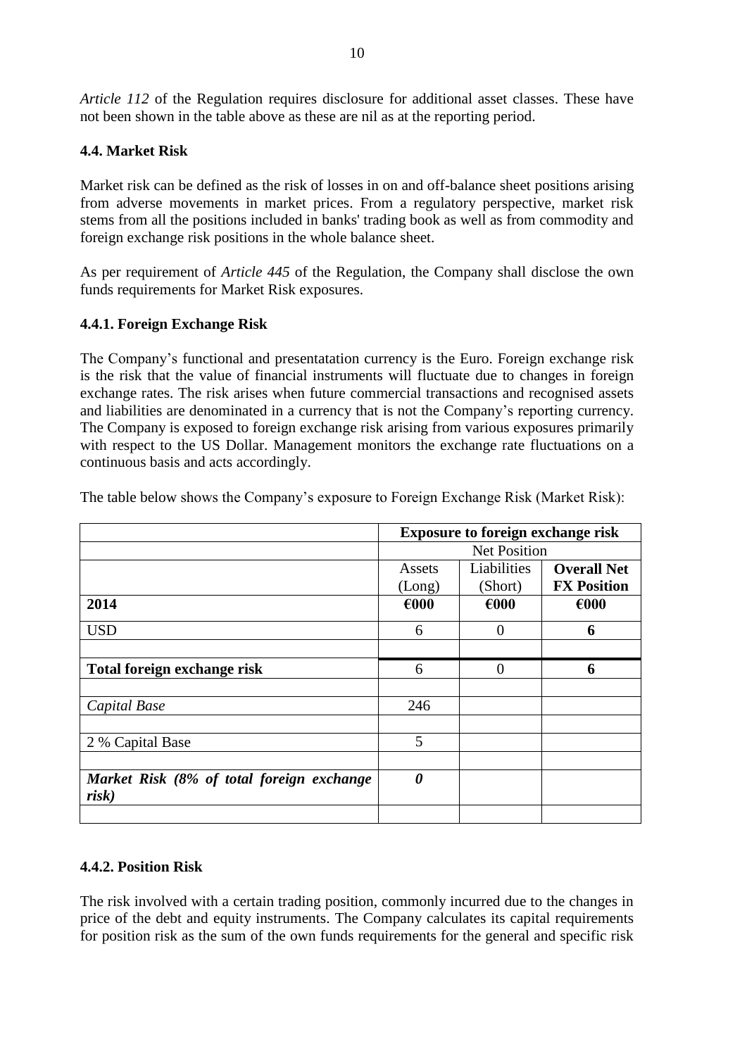*Article 112* of the Regulation requires disclosure for additional asset classes. These have not been shown in the table above as these are nil as at the reporting period.

### 4.4. Market Risk

Market risk can be defined as the risk of losses in on and off-balance sheet positions arising from adverse movements in market prices. From a regulatory perspective, market risk stems from all the positions included in banks' trading book as well as from commodity and foreign exchange risk positions in the whole balance sheet.

As per requirement of *Article 445* of the Regulation, the Company shall disclose the own funds requirements for Market Risk exposures.

#### 4.4.1. Foreign Exchange Risk

The Company's functional and presentatation currency is the Euro. Foreign exchange risk is the risk that the value of financial instruments will fluctuate due to changes in foreign exchange rates. The risk arises when future commercial transactions and recognised assets and liabilities are denominated in a currency that is not the Company's reporting currency. The Company is exposed to foreign exchange risk arising from various exposures primarily with respect to the US Dollar. Management monitors the exchange rate fluctuations on a continuous basis and acts accordingly.

The table below shows the Company's exposure to Foreign Exchange Risk (Market Risk):

| | **Exposure to foreign exchange risk** | | |
|---|---|---|---|
| | Net Position | | |
| | Assets (Long) | Liabilities (Short) | **Overall Net FX Position** |
| **2014** | **€000** | **€000** | **€000** |
| USD | 6 | 0 | **6** |
| | | | |
| **Total foreign exchange risk** | 6 | 0 | **6** |
| | | | |
| *Capital Base* | 246 | | |
| | | | |
| 2 % Capital Base | 5 | | |
| | | | |
| ***Market Risk (8% of total foreign exchange risk)*** | ***0*** | | |
| | | | |

#### 4.4.2. Position Risk

The risk involved with a certain trading position, commonly incurred due to the changes in price of the debt and equity instruments. The Company calculates its capital requirements for position risk as the sum of the own funds requirements for the general and specific risk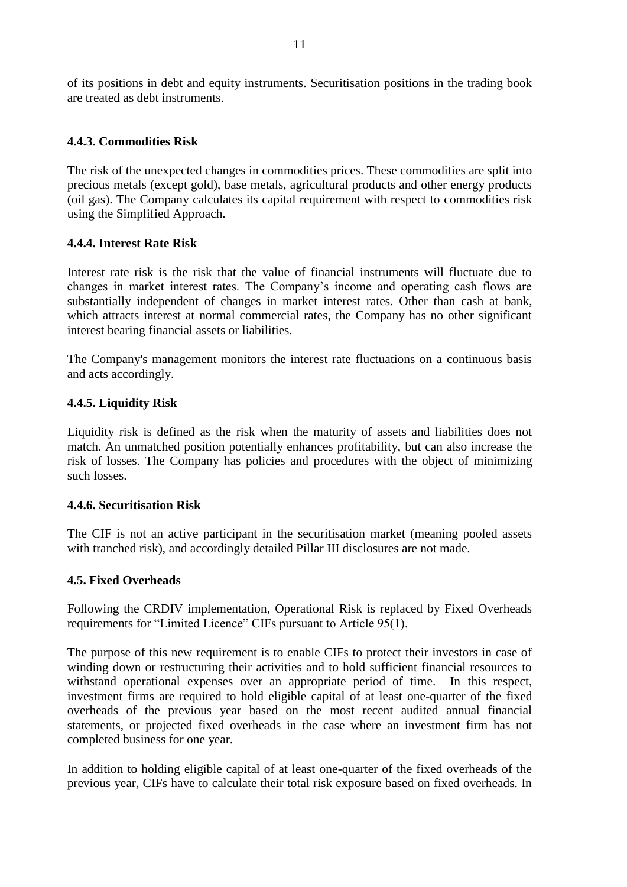of its positions in debt and equity instruments. Securitisation positions in the trading book are treated as debt instruments.

### 4.4.3. Commodities Risk

The risk of the unexpected changes in commodities prices. These commodities are split into precious metals (except gold), base metals, agricultural products and other energy products (oil gas). The Company calculates its capital requirement with respect to commodities risk using the Simplified Approach.

### 4.4.4. Interest Rate Risk

Interest rate risk is the risk that the value of financial instruments will fluctuate due to changes in market interest rates. The Company's income and operating cash flows are substantially independent of changes in market interest rates. Other than cash at bank, which attracts interest at normal commercial rates, the Company has no other significant interest bearing financial assets or liabilities.

The Company's management monitors the interest rate fluctuations on a continuous basis and acts accordingly.

### 4.4.5. Liquidity Risk

Liquidity risk is defined as the risk when the maturity of assets and liabilities does not match. An unmatched position potentially enhances profitability, but can also increase the risk of losses. The Company has policies and procedures with the object of minimizing such losses.

### 4.4.6. Securitisation Risk

The CIF is not an active participant in the securitisation market (meaning pooled assets with tranched risk), and accordingly detailed Pillar III disclosures are not made.

## 4.5. Fixed Overheads

Following the CRDIV implementation, Operational Risk is replaced by Fixed Overheads requirements for "Limited Licence" CIFs pursuant to Article 95(1).

The purpose of this new requirement is to enable CIFs to protect their investors in case of winding down or restructuring their activities and to hold sufficient financial resources to withstand operational expenses over an appropriate period of time. In this respect, investment firms are required to hold eligible capital of at least one-quarter of the fixed overheads of the previous year based on the most recent audited annual financial statements, or projected fixed overheads in the case where an investment firm has not completed business for one year.

In addition to holding eligible capital of at least one-quarter of the fixed overheads of the previous year, CIFs have to calculate their total risk exposure based on fixed overheads. In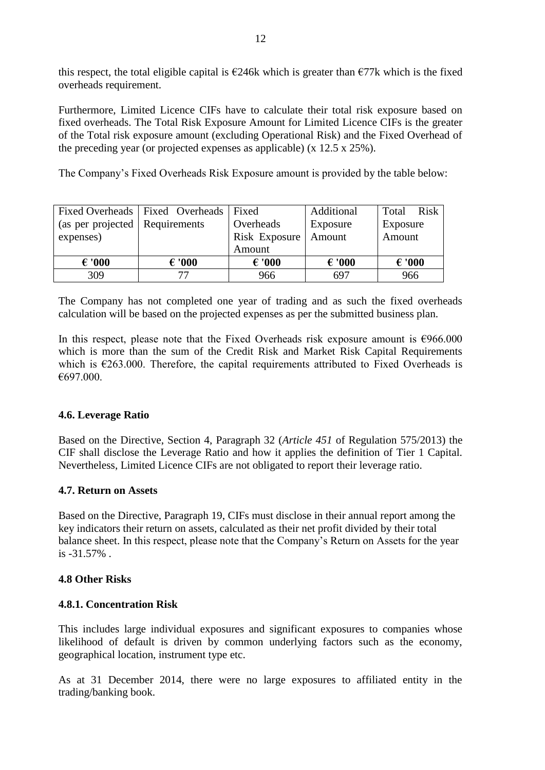this respect, the total eligible capital is €246k which is greater than €77k which is the fixed overheads requirement.

Furthermore, Limited Licence CIFs have to calculate their total risk exposure based on fixed overheads. The Total Risk Exposure Amount for Limited Licence CIFs is the greater of the Total risk exposure amount (excluding Operational Risk) and the Fixed Overhead of the preceding year (or projected expenses as applicable) (x 12.5 x 25%).

The Company's Fixed Overheads Risk Exposure amount is provided by the table below:

| Fixed Overheads (as per projected expenses) | Fixed Overheads Requirements | Fixed Overheads Risk Exposure Amount | Additional Exposure Amount | Total Risk Exposure Amount |
|---|---|---|---|---|
| **€ '000** | **€ '000** | **€ '000** | **€ '000** | **€ '000** |
| 309 | 77 | 966 | 697 | 966 |

The Company has not completed one year of trading and as such the fixed overheads calculation will be based on the projected expenses as per the submitted business plan.

In this respect, please note that the Fixed Overheads risk exposure amount is €966.000 which is more than the sum of the Credit Risk and Market Risk Capital Requirements which is €263.000. Therefore, the capital requirements attributed to Fixed Overheads is €697.000.

#### 4.6. Leverage Ratio

Based on the Directive, Section 4, Paragraph 32 (*Article 451* of Regulation 575/2013) the CIF shall disclose the Leverage Ratio and how it applies the definition of Tier 1 Capital. Nevertheless, Limited Licence CIFs are not obligated to report their leverage ratio.

#### 4.7. Return on Assets

Based on the Directive, Paragraph 19, CIFs must disclose in their annual report among the key indicators their return on assets, calculated as their net profit divided by their total balance sheet. In this respect, please note that the Company's Return on Assets for the year is -31.57% .

#### 4.8 Other Risks

#### 4.8.1. Concentration Risk

This includes large individual exposures and significant exposures to companies whose likelihood of default is driven by common underlying factors such as the economy, geographical location, instrument type etc.

As at 31 December 2014, there were no large exposures to affiliated entity in the trading/banking book.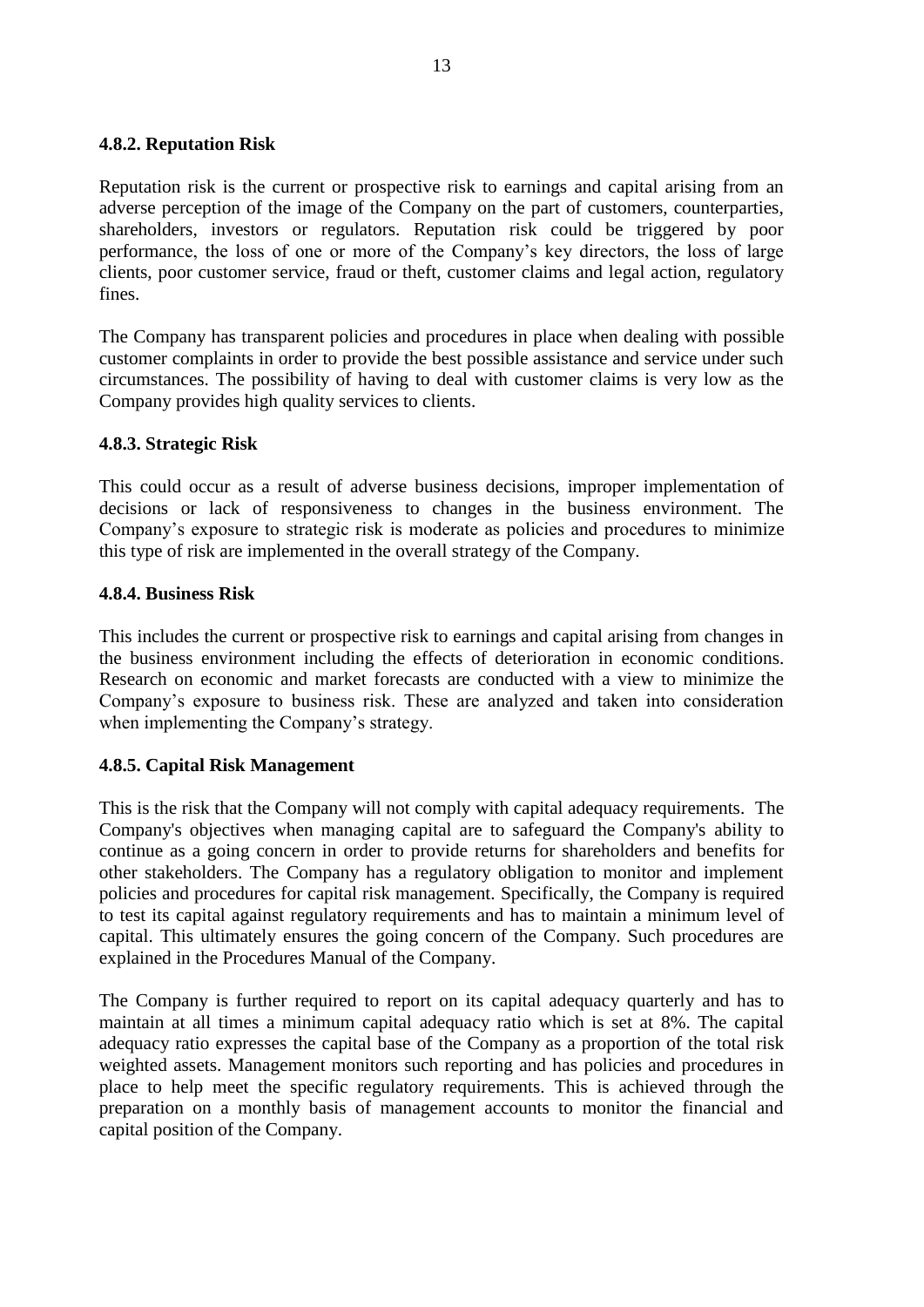#### 4.8.2. Reputation Risk

Reputation risk is the current or prospective risk to earnings and capital arising from an adverse perception of the image of the Company on the part of customers, counterparties, shareholders, investors or regulators. Reputation risk could be triggered by poor performance, the loss of one or more of the Company's key directors, the loss of large clients, poor customer service, fraud or theft, customer claims and legal action, regulatory fines.

The Company has transparent policies and procedures in place when dealing with possible customer complaints in order to provide the best possible assistance and service under such circumstances. The possibility of having to deal with customer claims is very low as the Company provides high quality services to clients.

#### 4.8.3. Strategic Risk

This could occur as a result of adverse business decisions, improper implementation of decisions or lack of responsiveness to changes in the business environment. The Company's exposure to strategic risk is moderate as policies and procedures to minimize this type of risk are implemented in the overall strategy of the Company.

#### 4.8.4. Business Risk

This includes the current or prospective risk to earnings and capital arising from changes in the business environment including the effects of deterioration in economic conditions. Research on economic and market forecasts are conducted with a view to minimize the Company's exposure to business risk. These are analyzed and taken into consideration when implementing the Company's strategy.

#### 4.8.5. Capital Risk Management

This is the risk that the Company will not comply with capital adequacy requirements. The Company's objectives when managing capital are to safeguard the Company's ability to continue as a going concern in order to provide returns for shareholders and benefits for other stakeholders. The Company has a regulatory obligation to monitor and implement policies and procedures for capital risk management. Specifically, the Company is required to test its capital against regulatory requirements and has to maintain a minimum level of capital. This ultimately ensures the going concern of the Company. Such procedures are explained in the Procedures Manual of the Company.

The Company is further required to report on its capital adequacy quarterly and has to maintain at all times a minimum capital adequacy ratio which is set at 8%. The capital adequacy ratio expresses the capital base of the Company as a proportion of the total risk weighted assets. Management monitors such reporting and has policies and procedures in place to help meet the specific regulatory requirements. This is achieved through the preparation on a monthly basis of management accounts to monitor the financial and capital position of the Company.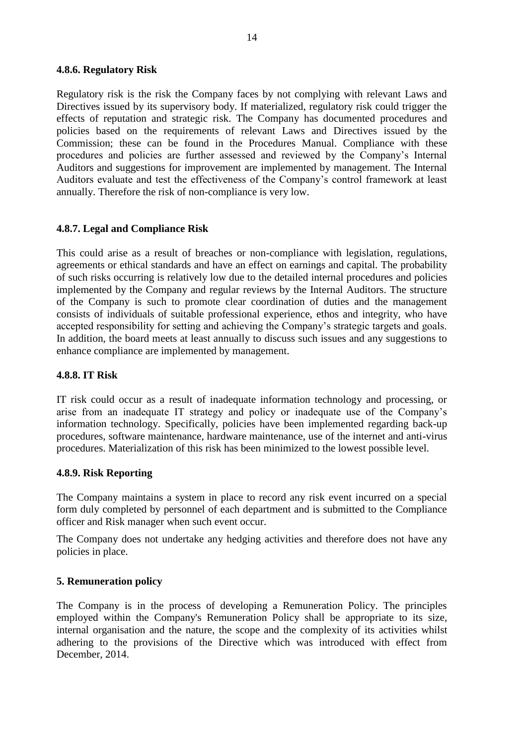#### 4.8.6. Regulatory Risk

Regulatory risk is the risk the Company faces by not complying with relevant Laws and Directives issued by its supervisory body. If materialized, regulatory risk could trigger the effects of reputation and strategic risk. The Company has documented procedures and policies based on the requirements of relevant Laws and Directives issued by the Commission; these can be found in the Procedures Manual. Compliance with these procedures and policies are further assessed and reviewed by the Company's Internal Auditors and suggestions for improvement are implemented by management. The Internal Auditors evaluate and test the effectiveness of the Company's control framework at least annually. Therefore the risk of non-compliance is very low.

#### 4.8.7. Legal and Compliance Risk

This could arise as a result of breaches or non-compliance with legislation, regulations, agreements or ethical standards and have an effect on earnings and capital. The probability of such risks occurring is relatively low due to the detailed internal procedures and policies implemented by the Company and regular reviews by the Internal Auditors. The structure of the Company is such to promote clear coordination of duties and the management consists of individuals of suitable professional experience, ethos and integrity, who have accepted responsibility for setting and achieving the Company's strategic targets and goals. In addition, the board meets at least annually to discuss such issues and any suggestions to enhance compliance are implemented by management.

#### 4.8.8. IT Risk

IT risk could occur as a result of inadequate information technology and processing, or arise from an inadequate IT strategy and policy or inadequate use of the Company's information technology. Specifically, policies have been implemented regarding back-up procedures, software maintenance, hardware maintenance, use of the internet and anti-virus procedures. Materialization of this risk has been minimized to the lowest possible level.

#### 4.8.9. Risk Reporting

The Company maintains a system in place to record any risk event incurred on a special form duly completed by personnel of each department and is submitted to the Compliance officer and Risk manager when such event occur.

The Company does not undertake any hedging activities and therefore does not have any policies in place.

## 5. Remuneration policy

The Company is in the process of developing a Remuneration Policy. The principles employed within the Company's Remuneration Policy shall be appropriate to its size, internal organisation and the nature, the scope and the complexity of its activities whilst adhering to the provisions of the Directive which was introduced with effect from December, 2014.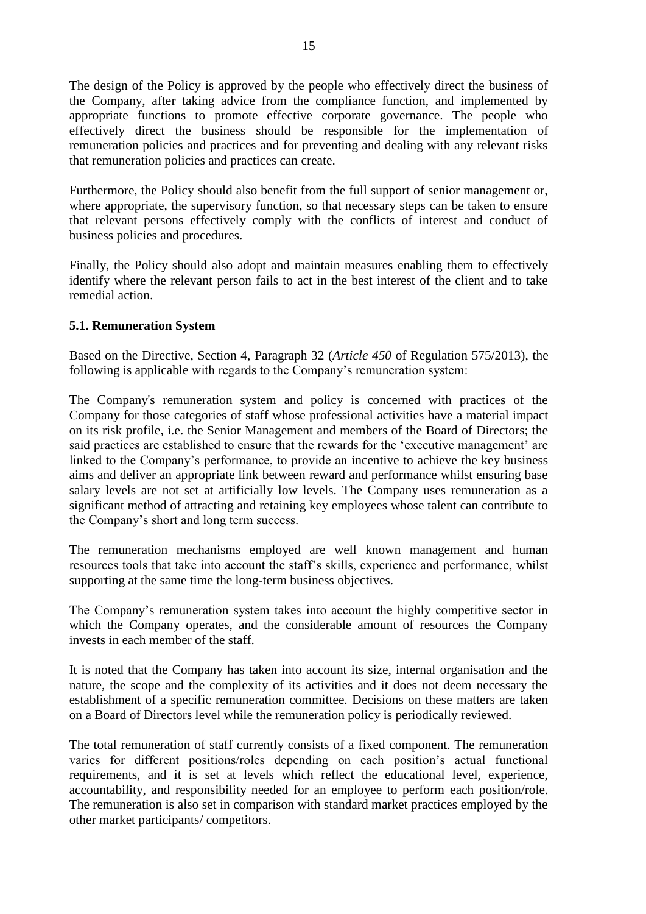The design of the Policy is approved by the people who effectively direct the business of the Company, after taking advice from the compliance function, and implemented by appropriate functions to promote effective corporate governance. The people who effectively direct the business should be responsible for the implementation of remuneration policies and practices and for preventing and dealing with any relevant risks that remuneration policies and practices can create.

Furthermore, the Policy should also benefit from the full support of senior management or, where appropriate, the supervisory function, so that necessary steps can be taken to ensure that relevant persons effectively comply with the conflicts of interest and conduct of business policies and procedures.

Finally, the Policy should also adopt and maintain measures enabling them to effectively identify where the relevant person fails to act in the best interest of the client and to take remedial action.

### 5.1. Remuneration System

Based on the Directive, Section 4, Paragraph 32 (*Article 450* of Regulation 575/2013), the following is applicable with regards to the Company's remuneration system:

The Company's remuneration system and policy is concerned with practices of the Company for those categories of staff whose professional activities have a material impact on its risk profile, i.e. the Senior Management and members of the Board of Directors; the said practices are established to ensure that the rewards for the 'executive management' are linked to the Company's performance, to provide an incentive to achieve the key business aims and deliver an appropriate link between reward and performance whilst ensuring base salary levels are not set at artificially low levels. The Company uses remuneration as a significant method of attracting and retaining key employees whose talent can contribute to the Company's short and long term success.

The remuneration mechanisms employed are well known management and human resources tools that take into account the staff's skills, experience and performance, whilst supporting at the same time the long-term business objectives.

The Company's remuneration system takes into account the highly competitive sector in which the Company operates, and the considerable amount of resources the Company invests in each member of the staff.

It is noted that the Company has taken into account its size, internal organisation and the nature, the scope and the complexity of its activities and it does not deem necessary the establishment of a specific remuneration committee. Decisions on these matters are taken on a Board of Directors level while the remuneration policy is periodically reviewed.

The total remuneration of staff currently consists of a fixed component. The remuneration varies for different positions/roles depending on each position's actual functional requirements, and it is set at levels which reflect the educational level, experience, accountability, and responsibility needed for an employee to perform each position/role. The remuneration is also set in comparison with standard market practices employed by the other market participants/ competitors.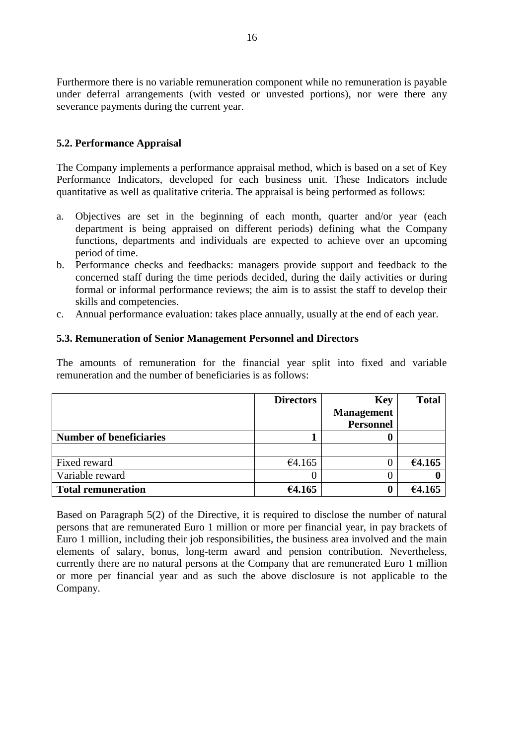Furthermore there is no variable remuneration component while no remuneration is payable under deferral arrangements (with vested or unvested portions), nor were there any severance payments during the current year.

### 5.2. Performance Appraisal

The Company implements a performance appraisal method, which is based on a set of Key Performance Indicators, developed for each business unit. These Indicators include quantitative as well as qualitative criteria. The appraisal is being performed as follows:

a. Objectives are set in the beginning of each month, quarter and/or year (each department is being appraised on different periods) defining what the Company functions, departments and individuals are expected to achieve over an upcoming period of time.
b. Performance checks and feedbacks: managers provide support and feedback to the concerned staff during the time periods decided, during the daily activities or during formal or informal performance reviews; the aim is to assist the staff to develop their skills and competencies.
c. Annual performance evaluation: takes place annually, usually at the end of each year.

### 5.3. Remuneration of Senior Management Personnel and Directors

The amounts of remuneration for the financial year split into fixed and variable remuneration and the number of beneficiaries is as follows:

| | **Directors** | **Key Management Personnel** | **Total** |
|---|---|---|---|
| **Number of beneficiaries** | **1** | **0** | |
| | | | |
| Fixed reward | €4.165 | 0 | **€4.165** |
| Variable reward | 0 | 0 | **0** |
| **Total remuneration** | **€4.165** | **0** | **€4.165** |

Based on Paragraph 5(2) of the Directive, it is required to disclose the number of natural persons that are remunerated Euro 1 million or more per financial year, in pay brackets of Euro 1 million, including their job responsibilities, the business area involved and the main elements of salary, bonus, long-term award and pension contribution. Nevertheless, currently there are no natural persons at the Company that are remunerated Euro 1 million or more per financial year and as such the above disclosure is not applicable to the Company.